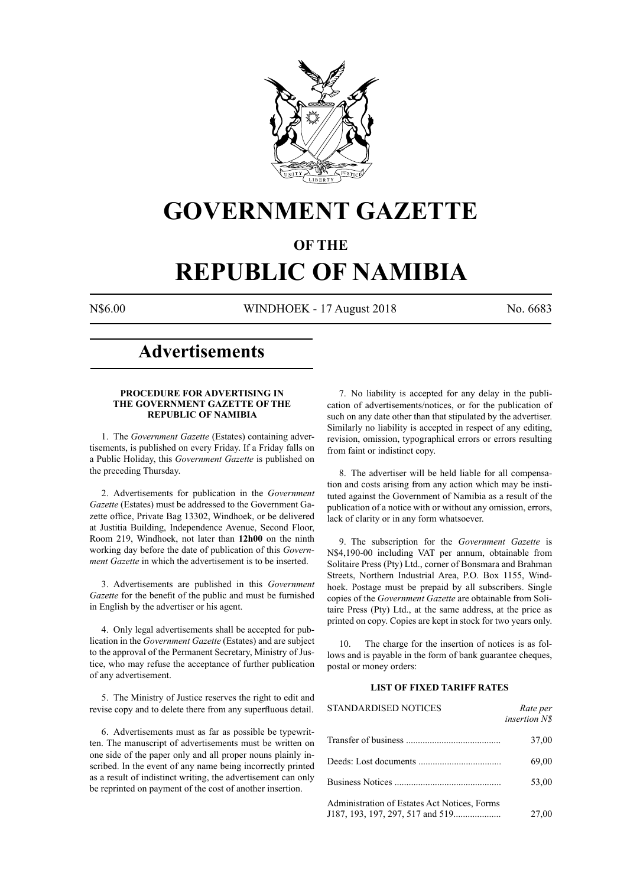# GOVERNMENT GAZETTE

## OF THE

# REPUBLIC OF NAMIBIA

N$6.00 WINDHOEK - 17 August 2018 No. 6683

## Advertisements

### PROCEDURE FOR ADVERTISING IN THE GOVERNMENT GAZETTE OF THE REPUBLIC OF NAMIBIA

1. The *Government Gazette* (Estates) containing advertisements, is published on every Friday. If a Friday falls on a Public Holiday, this *Government Gazette* is published on the preceding Thursday.

2. Advertisements for publication in the *Government Gazette* (Estates) must be addressed to the Government Gazette office, Private Bag 13302, Windhoek, or be delivered at Justitia Building, Independence Avenue, Second Floor, Room 219, Windhoek, not later than **12h00** on the ninth working day before the date of publication of this *Government Gazette* in which the advertisement is to be inserted.

3. Advertisements are published in this *Government Gazette* for the benefit of the public and must be furnished in English by the advertiser or his agent.

4. Only legal advertisements shall be accepted for publication in the *Government Gazette* (Estates) and are subject to the approval of the Permanent Secretary, Ministry of Justice, who may refuse the acceptance of further publication of any advertisement.

5. The Ministry of Justice reserves the right to edit and revise copy and to delete there from any superfluous detail.

6. Advertisements must as far as possible be typewritten. The manuscript of advertisements must be written on one side of the paper only and all proper nouns plainly inscribed. In the event of any name being incorrectly printed as a result of indistinct writing, the advertisement can only be reprinted on payment of the cost of another insertion.

7. No liability is accepted for any delay in the publication of advertisements/notices, or for the publication of such on any date other than that stipulated by the advertiser. Similarly no liability is accepted in respect of any editing, revision, omission, typographical errors or errors resulting from faint or indistinct copy.

8. The advertiser will be held liable for all compensation and costs arising from any action which may be instituted against the Government of Namibia as a result of the publication of a notice with or without any omission, errors, lack of clarity or in any form whatsoever.

9. The subscription for the *Government Gazette* is N$4,190-00 including VAT per annum, obtainable from Solitaire Press (Pty) Ltd., corner of Bonsmara and Brahman Streets, Northern Industrial Area, P.O. Box 1155, Windhoek. Postage must be prepaid by all subscribers. Single copies of the *Government Gazette* are obtainable from Solitaire Press (Pty) Ltd., at the same address, at the price as printed on copy. Copies are kept in stock for two years only.

10. The charge for the insertion of notices is as follows and is payable in the form of bank guarantee cheques, postal or money orders:

### LIST OF FIXED TARIFF RATES

| STANDARDISED NOTICES | *Rate per insertion N$* |
|---|---|
| Transfer of business | 37,00 |
| Deeds: Lost documents | 69,00 |
| Business Notices | 53,00 |
| Administration of Estates Act Notices, Forms J187, 193, 197, 297, 517 and 519 | 27,00 |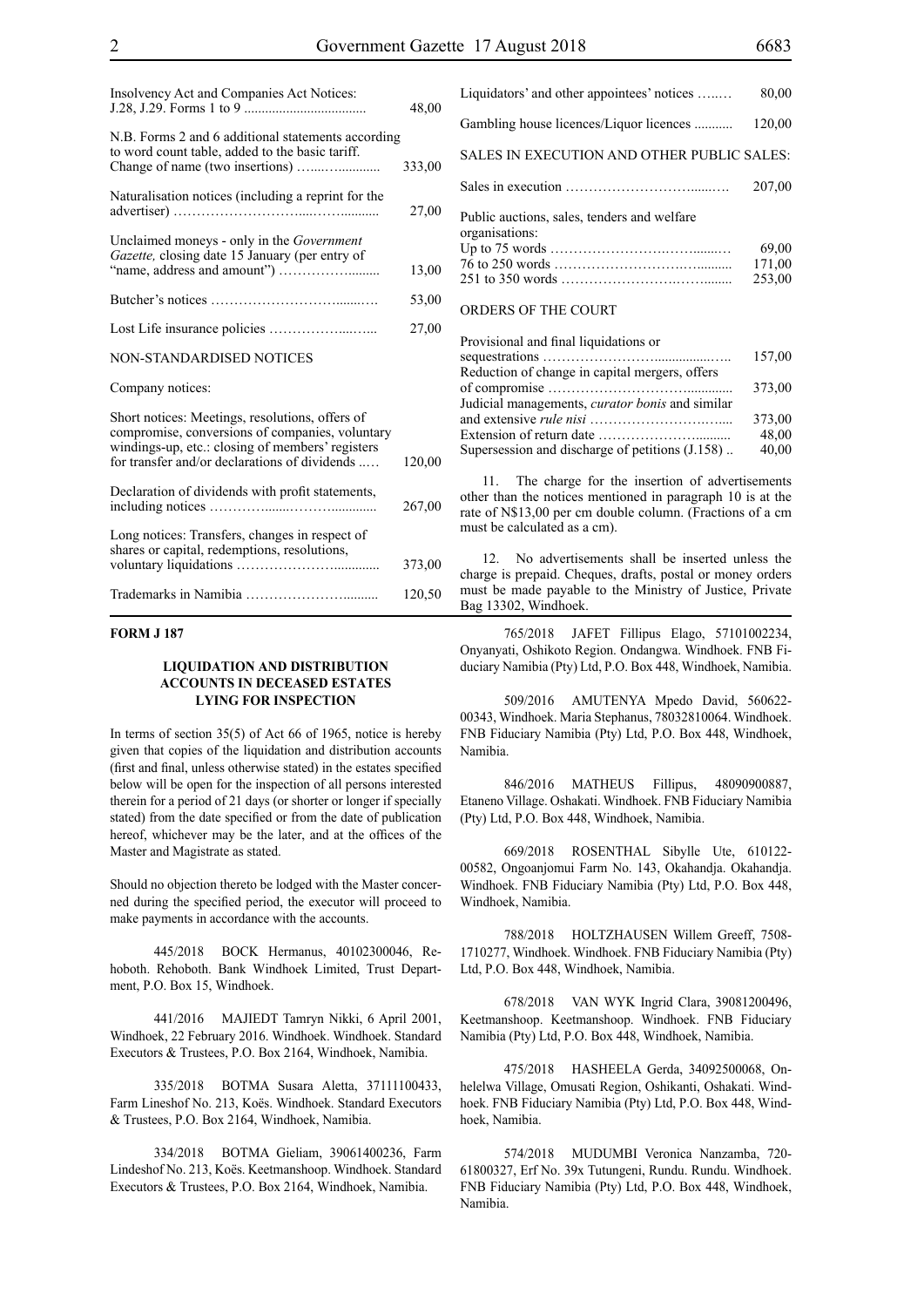| | |
|---|---|
| Insolvency Act and Companies Act Notices: J.28, J.29. Forms 1 to 9 | 48,00 |
| N.B. Forms 2 and 6 additional statements according to word count table, added to the basic tariff. Change of name (two insertions) | 333,00 |
| Naturalisation notices (including a reprint for the advertiser) | 27,00 |
| Unclaimed moneys - only in the *Government Gazette,* closing date 15 January (per entry of "name, address and amount") | 13,00 |
| Butcher's notices | 53,00 |
| Lost Life insurance policies | 27,00 |

NON-STANDARDISED NOTICES

Company notices:

| | |
|---|---|
| Short notices: Meetings, resolutions, offers of compromise, conversions of companies, voluntary windings-up, etc.: closing of members' registers for transfer and/or declarations of dividends | 120,00 |
| Declaration of dividends with profit statements, including notices | 267,00 |
| Long notices: Transfers, changes in respect of shares or capital, redemptions, resolutions, voluntary liquidations | 373,00 |
| Trademarks in Namibia | 120,50 |
| Liquidators' and other appointees' notices | 80,00 |
| Gambling house licences/Liquor licences | 120,00 |

SALES IN EXECUTION AND OTHER PUBLIC SALES:

| | |
|---|---|
| Sales in execution | 207,00 |
| Public auctions, sales, tenders and welfare organisations: | |
| Up to 75 words | 69,00 |
| 76 to 250 words | 171,00 |
| 251 to 350 words | 253,00 |

ORDERS OF THE COURT

| | |
|---|---|
| Provisional and final liquidations or sequestrations | 157,00 |
| Reduction of change in capital mergers, offers of compromise | 373,00 |
| Judicial managements, *curator bonis* and similar and extensive *rule nisi* | 373,00 |
| Extension of return date | 48,00 |
| Supersession and discharge of petitions (J.158) | 40,00 |

11. The charge for the insertion of advertisements other than the notices mentioned in paragraph 10 is at the rate of N$13,00 per cm double column. (Fractions of a cm must be calculated as a cm).

12. No advertisements shall be inserted unless the charge is prepaid. Cheques, drafts, postal or money orders must be made payable to the Ministry of Justice, Private Bag 13302, Windhoek.

**FORM J 187**

### LIQUIDATION AND DISTRIBUTION ACCOUNTS IN DECEASED ESTATES LYING FOR INSPECTION

In terms of section 35(5) of Act 66 of 1965, notice is hereby given that copies of the liquidation and distribution accounts (first and final, unless otherwise stated) in the estates specified below will be open for the inspection of all persons interested therein for a period of 21 days (or shorter or longer if specially stated) from the date specified or from the date of publication hereof, whichever may be the later, and at the offices of the Master and Magistrate as stated.

Should no objection thereto be lodged with the Master concerned during the specified period, the executor will proceed to make payments in accordance with the accounts.

445/2018 BOCK Hermanus, 40102300046, Rehoboth. Rehoboth. Bank Windhoek Limited, Trust Department, P.O. Box 15, Windhoek.

441/2016 MAJIEDT Tamryn Nikki, 6 April 2001, Windhoek, 22 February 2016. Windhoek. Windhoek. Standard Executors & Trustees, P.O. Box 2164, Windhoek, Namibia.

335/2018 BOTMA Susara Aletta, 37111100433, Farm Lineshof No. 213, Koës. Windhoek. Standard Executors & Trustees, P.O. Box 2164, Windhoek, Namibia.

334/2018 BOTMA Gieliam, 39061400236, Farm Lindeshof No. 213, Koës. Keetmanshoop. Windhoek. Standard Executors & Trustees, P.O. Box 2164, Windhoek, Namibia.

765/2018 JAFET Fillipus Elago, 57101002234, Onyanyati, Oshikoto Region. Ondangwa. Windhoek. FNB Fiduciary Namibia (Pty) Ltd, P.O. Box 448, Windhoek, Namibia.

509/2016 AMUTENYA Mpedo David, 560622-00343, Windhoek. Maria Stephanus, 78032810064. Windhoek. FNB Fiduciary Namibia (Pty) Ltd, P.O. Box 448, Windhoek, Namibia.

846/2016 MATHEUS Fillipus, 48090900887, Etaneno Village. Oshakati. Windhoek. FNB Fiduciary Namibia (Pty) Ltd, P.O. Box 448, Windhoek, Namibia.

669/2018 ROSENTHAL Sibylle Ute, 610122-00582, Ongoanjomui Farm No. 143, Okahandja. Okahandja. Windhoek. FNB Fiduciary Namibia (Pty) Ltd, P.O. Box 448, Windhoek, Namibia.

788/2018 HOLTZHAUSEN Willem Greeff, 7508-1710277, Windhoek. Windhoek. FNB Fiduciary Namibia (Pty) Ltd, P.O. Box 448, Windhoek, Namibia.

678/2018 VAN WYK Ingrid Clara, 39081200496, Keetmanshoop. Keetmanshoop. Windhoek. FNB Fiduciary Namibia (Pty) Ltd, P.O. Box 448, Windhoek, Namibia.

475/2018 HASHEELA Gerda, 34092500068, Onhelelwa Village, Omusati Region, Oshikanti, Oshakati. Windhoek. FNB Fiduciary Namibia (Pty) Ltd, P.O. Box 448, Windhoek, Namibia.

574/2018 MUDUMBI Veronica Nanzamba, 720-61800327, Erf No. 39x Tutungeni, Rundu. Rundu. Windhoek. FNB Fiduciary Namibia (Pty) Ltd, P.O. Box 448, Windhoek, Namibia.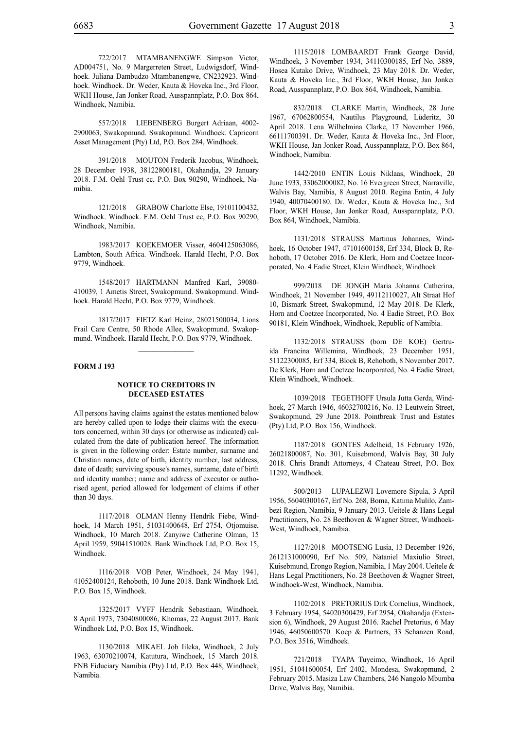722/2017 MTAMBANENGWE Simpson Victor, AD004751, No. 9 Margerreten Street, Ludwigsdorf, Windhoek. Juliana Dambudzo Mtambanengwe, CN232923. Windhoek. Windhoek. Dr. Weder, Kauta & Hoveka Inc., 3rd Floor, WKH House, Jan Jonker Road, Ausspannplatz, P.O. Box 864, Windhoek, Namibia.

557/2018 LIEBENBERG Burgert Adriaan, 4002-2900063, Swakopmund. Swakopmund. Windhoek. Capricorn Asset Management (Pty) Ltd, P.O. Box 284, Windhoek.

391/2018 MOUTON Frederik Jacobus, Windhoek, 28 December 1938, 38122800181, Okahandja, 29 January 2018. F.M. Oehl Trust cc, P.O. Box 90290, Windhoek, Namibia.

121/2018 GRABOW Charlotte Else, 19101100432, Windhoek. Windhoek. F.M. Oehl Trust cc, P.O. Box 90290, Windhoek, Namibia.

1983/2017 KOEKEMOER Visser, 4604125063086, Lambton, South Africa. Windhoek. Harald Hecht, P.O. Box 9779, Windhoek.

1548/2017 HARTMANN Manfred Karl, 39080-410039, 1 Ametis Street, Swakopmund. Swakopmund. Windhoek. Harald Hecht, P.O. Box 9779, Windhoek.

1817/2017 FIETZ Karl Heinz, 28021500034, Lions Frail Care Centre, 50 Rhode Allee, Swakopmund. Swakopmund. Windhoek. Harald Hecht, P.O. Box 9779, Windhoek.

---

**FORM J 193**

### NOTICE TO CREDITORS IN DECEASED ESTATES

All persons having claims against the estates mentioned below are hereby called upon to lodge their claims with the executors concerned, within 30 days (or otherwise as indicated) calculated from the date of publication hereof. The information is given in the following order: Estate number, surname and Christian names, date of birth, identity number, last address, date of death; surviving spouse's names, surname, date of birth and identity number; name and address of executor or authorised agent, period allowed for lodgement of claims if other than 30 days.

1117/2018 OLMAN Henny Hendrik Fiebe, Windhoek, 14 March 1951, 51031400648, Erf 2754, Otjomuise, Windhoek, 10 March 2018. Zanyiwe Catherine Olman, 15 April 1959, 59041510028. Bank Windhoek Ltd, P.O. Box 15, Windhoek.

1116/2018 VOB Peter, Windhoek, 24 May 1941, 41052400124, Rehoboth, 10 June 2018. Bank Windhoek Ltd, P.O. Box 15, Windhoek.

1325/2017 VYFF Hendrik Sebastiaan, Windhoek, 8 April 1973, 73040800086, Khomas, 22 August 2017. Bank Windhoek Ltd, P.O. Box 15, Windhoek.

1130/2018 MIKAEL Job Iileka, Windhoek, 2 July 1963, 63070210074, Katutura, Windhoek, 15 March 2018. FNB Fiduciary Namibia (Pty) Ltd, P.O. Box 448, Windhoek, Namibia.

1115/2018 LOMBAARDT Frank George David, Windhoek, 3 November 1934, 34110300185, Erf No. 3889, Hosea Kutako Drive, Windhoek, 23 May 2018. Dr. Weder, Kauta & Hoveka Inc., 3rd Floor, WKH House, Jan Jonker Road, Ausspannplatz, P.O. Box 864, Windhoek, Namibia.

832/2018 CLARKE Martin, Windhoek, 28 June 1967, 67062800554, Nautilus Playground, Lüderitz, 30 April 2018. Lena Wilhelmina Clarke, 17 November 1966, 66111700391. Dr. Weder, Kauta & Hoveka Inc., 3rd Floor, WKH House, Jan Jonker Road, Ausspannplatz, P.O. Box 864, Windhoek, Namibia.

1442/2010 ENTIN Louis Niklaas, Windhoek, 20 June 1933, 33062000082, No. 16 Evergreen Street, Narraville, Walvis Bay, Namibia, 8 August 2010. Regina Entin, 4 July 1940, 40070400180. Dr. Weder, Kauta & Hoveka Inc., 3rd Floor, WKH House, Jan Jonker Road, Ausspannplatz, P.O. Box 864, Windhoek, Namibia.

1131/2018 STRAUSS Martinus Johannes, Windhoek, 16 October 1947, 47101600158, Erf 334, Block B, Rehoboth, 17 October 2016. De Klerk, Horn and Coetzee Incorporated, No. 4 Eadie Street, Klein Windhoek, Windhoek.

999/2018 DE JONGH Maria Johanna Catherina, Windhoek, 21 November 1949, 49112110027, Alt Straat Hof 10, Bismark Street, Swakopmund, 12 May 2018. De Klerk, Horn and Coetzee Incorporated, No. 4 Eadie Street, P.O. Box 90181, Klein Windhoek, Windhoek, Republic of Namibia.

1132/2018 STRAUSS (born DE KOE) Gertruida Francina Willemina, Windhoek, 23 December 1951, 51122300085, Erf 334, Block B, Rehoboth, 8 November 2017. De Klerk, Horn and Coetzee Incorporated, No. 4 Eadie Street, Klein Windhoek, Windhoek.

1039/2018 TEGETHOFF Ursula Jutta Gerda, Windhoek, 27 March 1946, 46032700216, No. 13 Leutwein Street, Swakopmund, 29 June 2018. Pointbreak Trust and Estates (Pty) Ltd, P.O. Box 156, Windhoek.

1187/2018 GONTES Adelheid, 18 February 1926, 26021800087, No. 301, Kuisebmond, Walvis Bay, 30 July 2018. Chris Brandt Attorneys, 4 Chateau Street, P.O. Box 11292, Windhoek.

500/2013 LUPALEZWI Lovemore Sipula, 3 April 1956, 56040300167, Erf No. 268, Boma, Katima Mulilo, Zambezi Region, Namibia, 9 January 2013. Ueitele & Hans Legal Practitioners, No. 28 Beethoven & Wagner Street, Windhoek-West, Windhoek, Namibia.

1127/2018 MOOTSENG Lusia, 13 December 1926, 2612131000090, Erf No. 509, Nataniel Maxiulio Street, Kuisebmund, Erongo Region, Namibia, 1 May 2004. Ueitele & Hans Legal Practitioners, No. 28 Beethoven & Wagner Street, Windhoek-West, Windhoek, Namibia.

1102/2018 PRETORIUS Dirk Cornelius, Windhoek, 3 February 1954, 54020300429, Erf 2954, Okahandja (Extension 6), Windhoek, 29 August 2016. Rachel Pretorius, 6 May 1946, 46050600570. Koep & Partners, 33 Schanzen Road, P.O. Box 3516, Windhoek.

721/2018 TYAPA Tuyeimo, Windhoek, 16 April 1951, 51041600054, Erf 2402, Mondesa, Swakopmund, 2 February 2015. Masiza Law Chambers, 246 Nangolo Mbumba Drive, Walvis Bay, Namibia.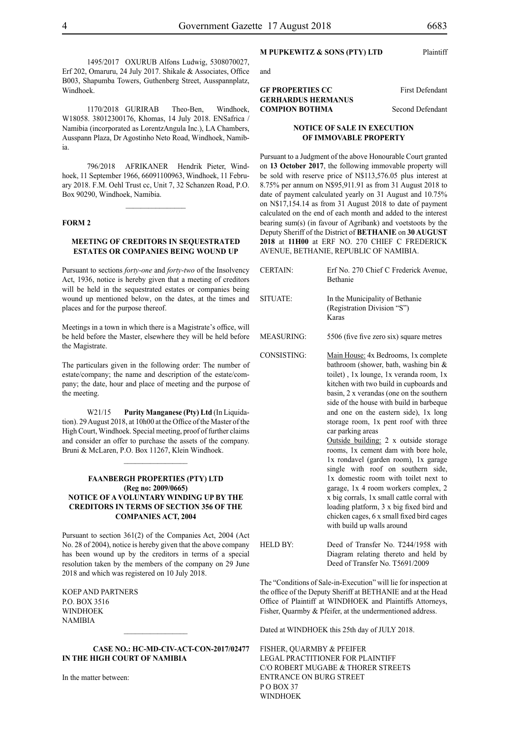1495/2017 OXURUB Alfons Ludwig, 5308070027, Erf 202, Omaruru, 24 July 2017. Shikale & Associates, Office B003, Shapumba Towers, Guthenberg Street, Ausspannplatz, Windhoek.

1170/2018 GURIRAB Theo-Ben, Windhoek, W18058. 38012300176, Khomas, 14 July 2018. ENSafrica / Namibia (incorporated as LorentzAngula Inc.), LA Chambers, Ausspann Plaza, Dr Agostinho Neto Road, Windhoek, Namibia.

796/2018 AFRIKANER Hendrik Pieter, Windhoek, 11 September 1966, 66091100963, Windhoek, 11 February 2018. F.M. Oehl Trust cc, Unit 7, 32 Schanzen Road, P.O. Box 90290, Windhoek, Namibia.

---

**FORM 2**

**MEETING OF CREDITORS IN SEQUESTRATED ESTATES OR COMPANIES BEING WOUND UP**

Pursuant to sections *forty-one* and *forty-two* of the Insolvency Act, 1936, notice is hereby given that a meeting of creditors will be held in the sequestrated estates or companies being wound up mentioned below, on the dates, at the times and places and for the purpose thereof.

Meetings in a town in which there is a Magistrate's office, will be held before the Master, elsewhere they will be held before the Magistrate.

The particulars given in the following order: The number of estate/company; the name and description of the estate/company; the date, hour and place of meeting and the purpose of the meeting.

W21/15 **Purity Manganese (Pty) Ltd** (In Liquidation). 29 August 2018, at 10h00 at the Office of the Master of the High Court, Windhoek. Special meeting, proof of further claims and consider an offer to purchase the assets of the company. Bruni & McLaren, P.O. Box 11267, Klein Windhoek.

---

**FAANBERGH PROPERTIES (PTY) LTD**
**(Reg no: 2009/0665)**
**NOTICE OF A VOLUNTARY WINDING UP BY THE CREDITORS IN TERMS OF SECTION 356 OF THE COMPANIES ACT, 2004**

Pursuant to section 361(2) of the Companies Act, 2004 (Act No. 28 of 2004), notice is hereby given that the above company has been wound up by the creditors in terms of a special resolution taken by the members of the company on 29 June 2018 and which was registered on 10 July 2018.

KOEP AND PARTNERS
P.O. BOX 3516
WINDHOEK
NAMIBIA

---

**CASE NO.: HC-MD-CIV-ACT-CON-2017/02477**
**IN THE HIGH COURT OF NAMIBIA**

In the matter between:

**M PUPKEWITZ & SONS (PTY) LTD** Plaintiff

and

**GF PROPERTIES CC** First Defendant
**GERHARDUS HERMANUS COMPION BOTHMA** Second Defendant

**NOTICE OF SALE IN EXECUTION OF IMMOVABLE PROPERTY**

Pursuant to a Judgment of the above Honourable Court granted on **13 October 2017**, the following immovable property will be sold with reserve price of N$113,576.05 plus interest at 8.75% per annum on N$95,911.91 as from 31 August 2018 to date of payment calculated yearly on 31 August and 10.75% on N$17,154.14 as from 31 August 2018 to date of payment calculated on the end of each month and added to the interest bearing sum(s) (in favour of Agribank) and voetstoots by the Deputy Sheriff of the District of **BETHANIE** on **30 AUGUST 2018** at **11H00** at ERF NO. 270 CHIEF C FREDERICK AVENUE, BETHANIE, REPUBLIC OF NAMIBIA.

| | |
|---|---|
| CERTAIN: | Erf No. 270 Chief C Frederick Avenue, Bethanie |
| SITUATE: | In the Municipality of Bethanie (Registration Division "S") Karas |
| MEASURING: | 5506 (five five zero six) square metres |
| CONSISTING: | Main House: 4x Bedrooms, 1x complete bathroom (shower, bath, washing bin & toilet) , 1x lounge, 1x veranda room, 1x kitchen with two build in cupboards and basin, 2 x verandas (one on the southern side of the house with build in barbeque and one on the eastern side), 1x long storage room, 1x pent roof with three car parking areas<br>Outside building: 2 x outside storage rooms, 1x cement dam with bore hole, 1x rondavel (garden room), 1x garage single with roof on southern side, 1x domestic room with toilet next to garage, 1x 4 room workers complex, 2 x big corrals, 1x small cattle corral with loading platform, 3 x big fixed bird and chicken cages, 6 x small fixed bird cages with build up walls around |
| HELD BY: | Deed of Transfer No. T244/1958 with Diagram relating thereto and held by Deed of Transfer No. T5691/2009 |

The "Conditions of Sale-in-Execution" will lie for inspection at the office of the Deputy Sheriff at BETHANIE and at the Head Office of Plaintiff at WINDHOEK and Plaintiffs Attorneys, Fisher, Quarmby & Pfeifer, at the undermentioned address.

Dated at WINDHOEK this 25th day of JULY 2018.

FISHER, QUARMBY & PFEIFER
LEGAL PRACTITIONER FOR PLAINTIFF
C/O ROBERT MUGABE & THORER STREETS
ENTRANCE ON BURG STREET
P O BOX 37
WINDHOEK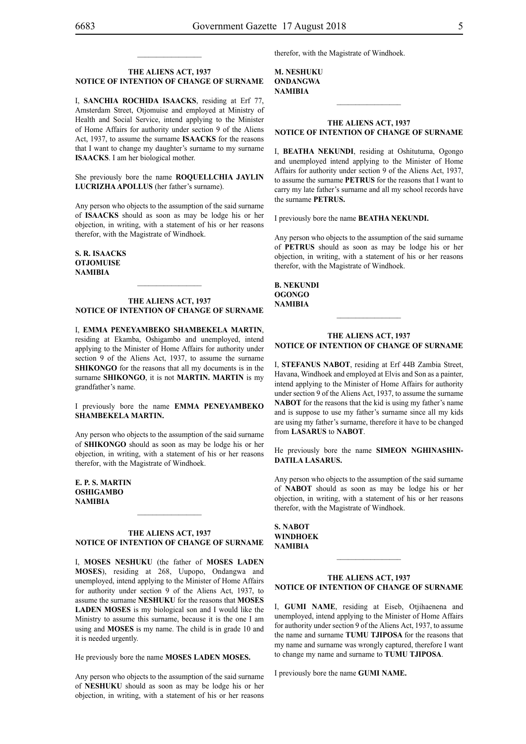### THE ALIENS ACT, 1937
### NOTICE OF INTENTION OF CHANGE OF SURNAME

I, **SANCHIA ROCHIDA ISAACKS**, residing at Erf 77, Amsterdam Street, Otjomuise and employed at Ministry of Health and Social Service, intend applying to the Minister of Home Affairs for authority under section 9 of the Aliens Act, 1937, to assume the surname **ISAACKS** for the reasons that I want to change my daughter's surname to my surname **ISAACKS**. I am her biological mother.

She previously bore the name **ROQUELLCHIA JAYLIN LUCRIZHA APOLLUS** (her father's surname).

Any person who objects to the assumption of the said surname of **ISAACKS** should as soon as may be lodge his or her objection, in writing, with a statement of his or her reasons therefor, with the Magistrate of Windhoek.

**S. R. ISAACKS**
**OTJOMUISE**
**NAMIBIA**

---

### THE ALIENS ACT, 1937
### NOTICE OF INTENTION OF CHANGE OF SURNAME

I, **EMMA PENEYAMBEKO SHAMBEKELA MARTIN**, residing at Ekamba, Oshigambo and unemployed, intend applying to the Minister of Home Affairs for authority under section 9 of the Aliens Act, 1937, to assume the surname **SHIKONGO** for the reasons that all my documents is in the surname **SHIKONGO**, it is not **MARTIN. MARTIN** is my grandfather's name.

I previously bore the name **EMMA PENEYAMBEKO SHAMBEKELA MARTIN.**

Any person who objects to the assumption of the said surname of **SHIKONGO** should as soon as may be lodge his or her objection, in writing, with a statement of his or her reasons therefor, with the Magistrate of Windhoek.

**E. P. S. MARTIN**
**OSHIGAMBO**
**NAMIBIA**

---

### THE ALIENS ACT, 1937
### NOTICE OF INTENTION OF CHANGE OF SURNAME

I, **MOSES NESHUKU** (the father of **MOSES LADEN MOSES**), residing at 268, Uupopo, Ondangwa and unemployed, intend applying to the Minister of Home Affairs for authority under section 9 of the Aliens Act, 1937, to assume the surname **NESHUKU** for the reasons that **MOSES LADEN MOSES** is my biological son and I would like the Ministry to assume this surname, because it is the one I am using and **MOSES** is my name. The child is in grade 10 and it is needed urgently.

He previously bore the name **MOSES LADEN MOSES.**

Any person who objects to the assumption of the said surname of **NESHUKU** should as soon as may be lodge his or her objection, in writing, with a statement of his or her reasons therefor, with the Magistrate of Windhoek.

**M. NESHUKU**
**ONDANGWA**
**NAMIBIA**

---

### THE ALIENS ACT, 1937
### NOTICE OF INTENTION OF CHANGE OF SURNAME

I, **BEATHA NEKUNDI**, residing at Oshitutuma, Ogongo and unemployed intend applying to the Minister of Home Affairs for authority under section 9 of the Aliens Act, 1937, to assume the surname **PETRUS** for the reasons that I want to carry my late father's surname and all my school records have the surname **PETRUS.**

I previously bore the name **BEATHA NEKUNDI.**

Any person who objects to the assumption of the said surname of **PETRUS** should as soon as may be lodge his or her objection, in writing, with a statement of his or her reasons therefor, with the Magistrate of Windhoek.

**B. NEKUNDI**
**OGONGO**
**NAMIBIA**

---

### THE ALIENS ACT, 1937
### NOTICE OF INTENTION OF CHANGE OF SURNAME

I, **STEFANUS NABOT**, residing at Erf 44B Zambia Street, Havana, Windhoek and employed at Elvis and Son as a painter, intend applying to the Minister of Home Affairs for authority under section 9 of the Aliens Act, 1937, to assume the surname **NABOT** for the reasons that the kid is using my father's name and is suppose to use my father's surname since all my kids are using my father's surname, therefore it have to be changed from **LASARUS** to **NABOT**.

He previously bore the name **SIMEON NGHINASHINDATILA LASARUS.**

Any person who objects to the assumption of the said surname of **NABOT** should as soon as may be lodge his or her objection, in writing, with a statement of his or her reasons therefor, with the Magistrate of Windhoek.

**S. NABOT**
**WINDHOEK**
**NAMIBIA**

---

### THE ALIENS ACT, 1937
### NOTICE OF INTENTION OF CHANGE OF SURNAME

I, **GUMI NAME**, residing at Eiseb, Otjihaenena and unemployed, intend applying to the Minister of Home Affairs for authority under section 9 of the Aliens Act, 1937, to assume the name and surname **TUMU TJIPOSA** for the reasons that my name and surname was wrongly captured, therefore I want to change my name and surname to **TUMU TJIPOSA**.

I previously bore the name **GUMI NAME.**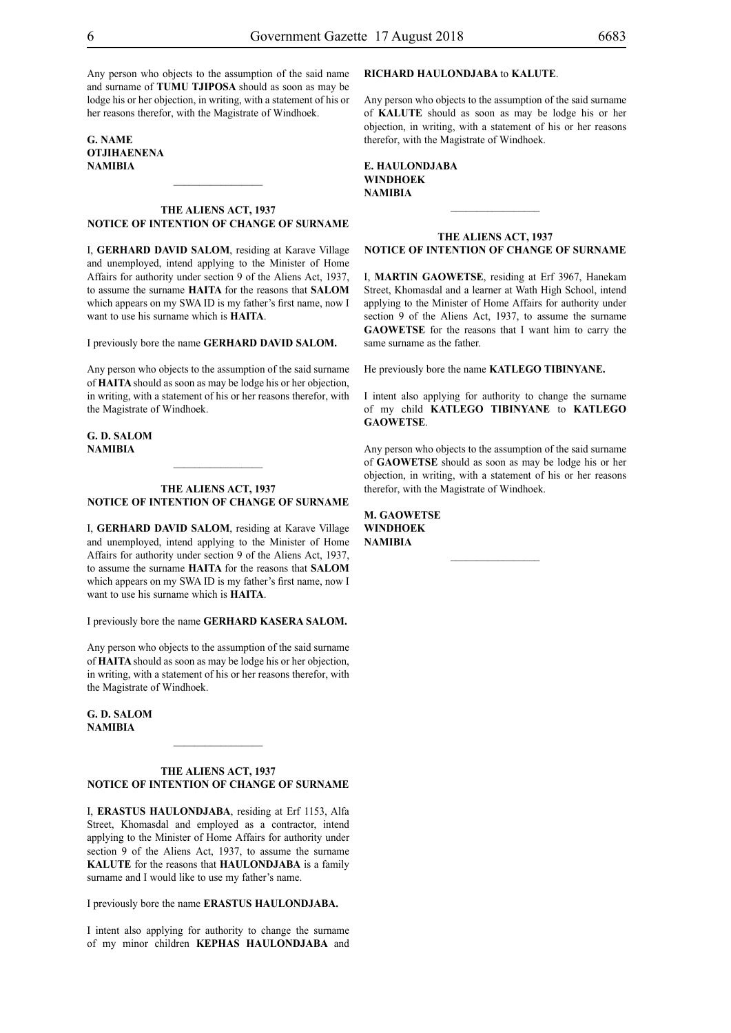Any person who objects to the assumption of the said name and surname of **TUMU TJIPOSA** should as soon as may be lodge his or her objection, in writing, with a statement of his or her reasons therefor, with the Magistrate of Windhoek.

**G. NAME**
**OTJIHAENENA**
**NAMIBIA**

---

### THE ALIENS ACT, 1937
### NOTICE OF INTENTION OF CHANGE OF SURNAME

I, **GERHARD DAVID SALOM**, residing at Karave Village and unemployed, intend applying to the Minister of Home Affairs for authority under section 9 of the Aliens Act, 1937, to assume the surname **HAITA** for the reasons that **SALOM** which appears on my SWA ID is my father's first name, now I want to use his surname which is **HAITA**.

I previously bore the name **GERHARD DAVID SALOM.**

Any person who objects to the assumption of the said surname of **HAITA** should as soon as may be lodge his or her objection, in writing, with a statement of his or her reasons therefor, with the Magistrate of Windhoek.

**G. D. SALOM**
**NAMIBIA**

---

### THE ALIENS ACT, 1937
### NOTICE OF INTENTION OF CHANGE OF SURNAME

I, **GERHARD DAVID SALOM**, residing at Karave Village and unemployed, intend applying to the Minister of Home Affairs for authority under section 9 of the Aliens Act, 1937, to assume the surname **HAITA** for the reasons that **SALOM** which appears on my SWA ID is my father's first name, now I want to use his surname which is **HAITA**.

I previously bore the name **GERHARD KASERA SALOM.**

Any person who objects to the assumption of the said surname of **HAITA** should as soon as may be lodge his or her objection, in writing, with a statement of his or her reasons therefor, with the Magistrate of Windhoek.

**G. D. SALOM**
**NAMIBIA**

---

### THE ALIENS ACT, 1937
### NOTICE OF INTENTION OF CHANGE OF SURNAME

I, **ERASTUS HAULONDJABA**, residing at Erf 1153, Alfa Street, Khomasdal and employed as a contractor, intend applying to the Minister of Home Affairs for authority under section 9 of the Aliens Act, 1937, to assume the surname **KALUTE** for the reasons that **HAULONDJABA** is a family surname and I would like to use my father's name.

I previously bore the name **ERASTUS HAULONDJABA.**

I intent also applying for authority to change the surname of my minor children **KEPHAS HAULONDJABA** and **RICHARD HAULONDJABA** to **KALUTE**.

Any person who objects to the assumption of the said surname of **KALUTE** should as soon as may be lodge his or her objection, in writing, with a statement of his or her reasons therefor, with the Magistrate of Windhoek.

**E. HAULONDJABA**
**WINDHOEK**
**NAMIBIA**

---

### THE ALIENS ACT, 1937
### NOTICE OF INTENTION OF CHANGE OF SURNAME

I, **MARTIN GAOWETSE**, residing at Erf 3967, Hanekam Street, Khomasdal and a learner at Wath High School, intend applying to the Minister of Home Affairs for authority under section 9 of the Aliens Act, 1937, to assume the surname **GAOWETSE** for the reasons that I want him to carry the same surname as the father.

He previously bore the name **KATLEGO TIBINYANE.**

I intent also applying for authority to change the surname of my child **KATLEGO TIBINYANE** to **KATLEGO GAOWETSE**.

Any person who objects to the assumption of the said surname of **GAOWETSE** should as soon as may be lodge his or her objection, in writing, with a statement of his or her reasons therefor, with the Magistrate of Windhoek.

**M. GAOWETSE**
**WINDHOEK**
**NAMIBIA**

---